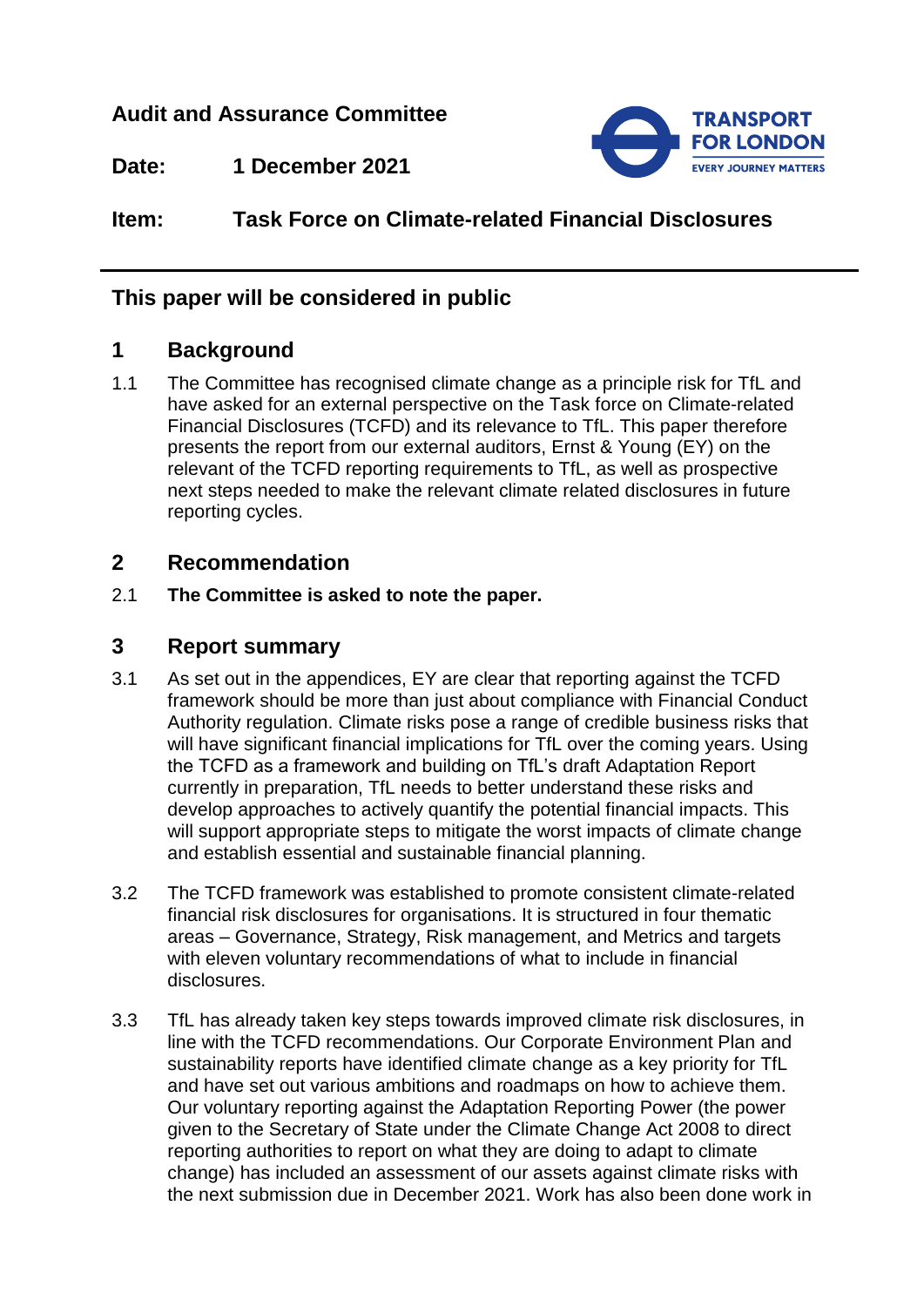**Audit and Assurance Committee**

**Date:** 1 December 2021

**Item:** Task Force on Climate-related Financial Disclosures

---

**This paper will be considered in public**

## 1 Background

1.1 The Committee has recognised climate change as a principle risk for TfL and have asked for an external perspective on the Task force on Climate-related Financial Disclosures (TCFD) and its relevance to TfL. This paper therefore presents the report from our external auditors, Ernst & Young (EY) on the relevant of the TCFD reporting requirements to TfL, as well as prospective next steps needed to make the relevant climate related disclosures in future reporting cycles.

## 2 Recommendation

2.1 **The Committee is asked to note the paper.**

## 3 Report summary

3.1 As set out in the appendices, EY are clear that reporting against the TCFD framework should be more than just about compliance with Financial Conduct Authority regulation. Climate risks pose a range of credible business risks that will have significant financial implications for TfL over the coming years. Using the TCFD as a framework and building on TfL's draft Adaptation Report currently in preparation, TfL needs to better understand these risks and develop approaches to actively quantify the potential financial impacts. This will support appropriate steps to mitigate the worst impacts of climate change and establish essential and sustainable financial planning.

3.2 The TCFD framework was established to promote consistent climate-related financial risk disclosures for organisations. It is structured in four thematic areas – Governance, Strategy, Risk management, and Metrics and targets with eleven voluntary recommendations of what to include in financial disclosures.

3.3 TfL has already taken key steps towards improved climate risk disclosures, in line with the TCFD recommendations. Our Corporate Environment Plan and sustainability reports have identified climate change as a key priority for TfL and have set out various ambitions and roadmaps on how to achieve them. Our voluntary reporting against the Adaptation Reporting Power (the power given to the Secretary of State under the Climate Change Act 2008 to direct reporting authorities to report on what they are doing to adapt to climate change) has included an assessment of our assets against climate risks with the next submission due in December 2021. Work has also been done work in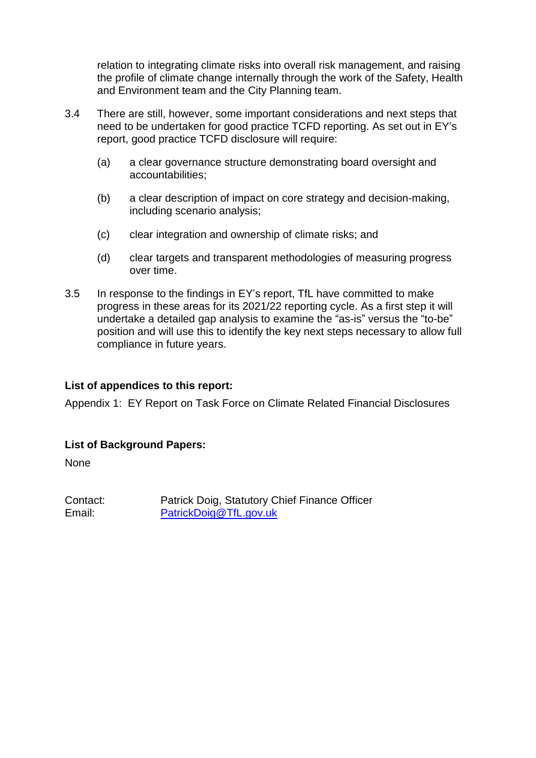relation to integrating climate risks into overall risk management, and raising the profile of climate change internally through the work of the Safety, Health and Environment team and the City Planning team.

3.4 There are still, however, some important considerations and next steps that need to be undertaken for good practice TCFD reporting. As set out in EY's report, good practice TCFD disclosure will require:

(a) a clear governance structure demonstrating board oversight and accountabilities;

(b) a clear description of impact on core strategy and decision-making, including scenario analysis;

(c) clear integration and ownership of climate risks; and

(d) clear targets and transparent methodologies of measuring progress over time.

3.5 In response to the findings in EY's report, TfL have committed to make progress in these areas for its 2021/22 reporting cycle. As a first step it will undertake a detailed gap analysis to examine the "as-is" versus the "to-be" position and will use this to identify the key next steps necessary to allow full compliance in future years.

**List of appendices to this report:**

Appendix 1: EY Report on Task Force on Climate Related Financial Disclosures

**List of Background Papers:**

None

Contact: Patrick Doig, Statutory Chief Finance Officer
Email: PatrickDoig@TfL.gov.uk